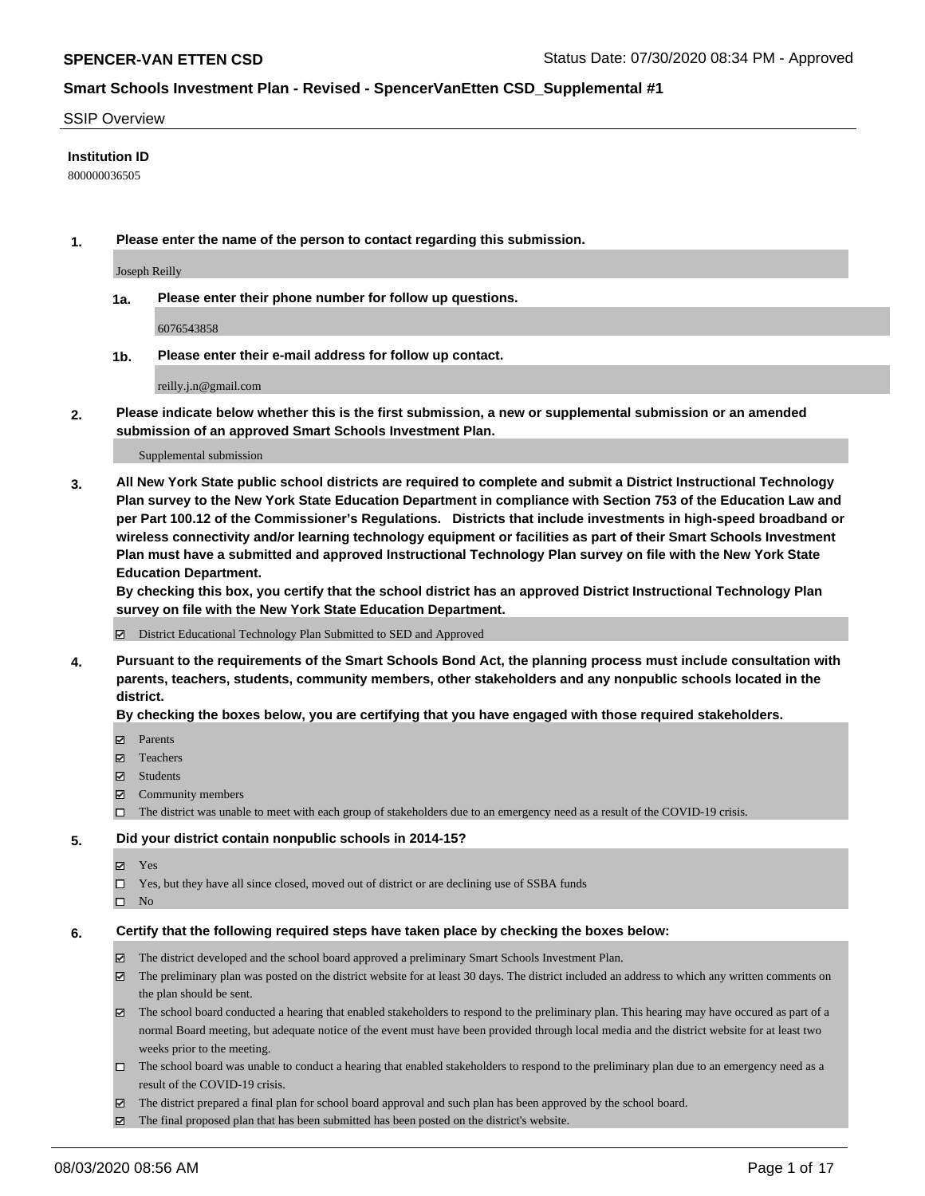**SPENCER-VAN ETTEN CSD** Status Date: 07/30/2020 08:34 PM - Approved

**Smart Schools Investment Plan - Revised - SpencerVanEtten CSD_Supplemental #1**

SSIP Overview

**Institution ID**

800000036505

**1. Please enter the name of the person to contact regarding this submission.**

Joseph Reilly

**1a. Please enter their phone number for follow up questions.**

6076543858

**1b. Please enter their e-mail address for follow up contact.**

reilly.j.n@gmail.com

**2. Please indicate below whether this is the first submission, a new or supplemental submission or an amended submission of an approved Smart Schools Investment Plan.**

Supplemental submission

**3. All New York State public school districts are required to complete and submit a District Instructional Technology Plan survey to the New York State Education Department in compliance with Section 753 of the Education Law and per Part 100.12 of the Commissioner's Regulations. Districts that include investments in high-speed broadband or wireless connectivity and/or learning technology equipment or facilities as part of their Smart Schools Investment Plan must have a submitted and approved Instructional Technology Plan survey on file with the New York State Education Department.**

**By checking this box, you certify that the school district has an approved District Instructional Technology Plan survey on file with the New York State Education Department.**

☑ District Educational Technology Plan Submitted to SED and Approved

**4. Pursuant to the requirements of the Smart Schools Bond Act, the planning process must include consultation with parents, teachers, students, community members, other stakeholders and any nonpublic schools located in the district.**

**By checking the boxes below, you are certifying that you have engaged with those required stakeholders.**

☑ Parents

☑ Teachers

☑ Students

☑ Community members

☐ The district was unable to meet with each group of stakeholders due to an emergency need as a result of the COVID-19 crisis.

**5. Did your district contain nonpublic schools in 2014-15?**

☑ Yes

☐ Yes, but they have all since closed, moved out of district or are declining use of SSBA funds

☐ No

**6. Certify that the following required steps have taken place by checking the boxes below:**

☑ The district developed and the school board approved a preliminary Smart Schools Investment Plan.

☑ The preliminary plan was posted on the district website for at least 30 days. The district included an address to which any written comments on the plan should be sent.

☑ The school board conducted a hearing that enabled stakeholders to respond to the preliminary plan. This hearing may have occured as part of a normal Board meeting, but adequate notice of the event must have been provided through local media and the district website for at least two weeks prior to the meeting.

☐ The school board was unable to conduct a hearing that enabled stakeholders to respond to the preliminary plan due to an emergency need as a result of the COVID-19 crisis.

☑ The district prepared a final plan for school board approval and such plan has been approved by the school board.

☑ The final proposed plan that has been submitted has been posted on the district's website.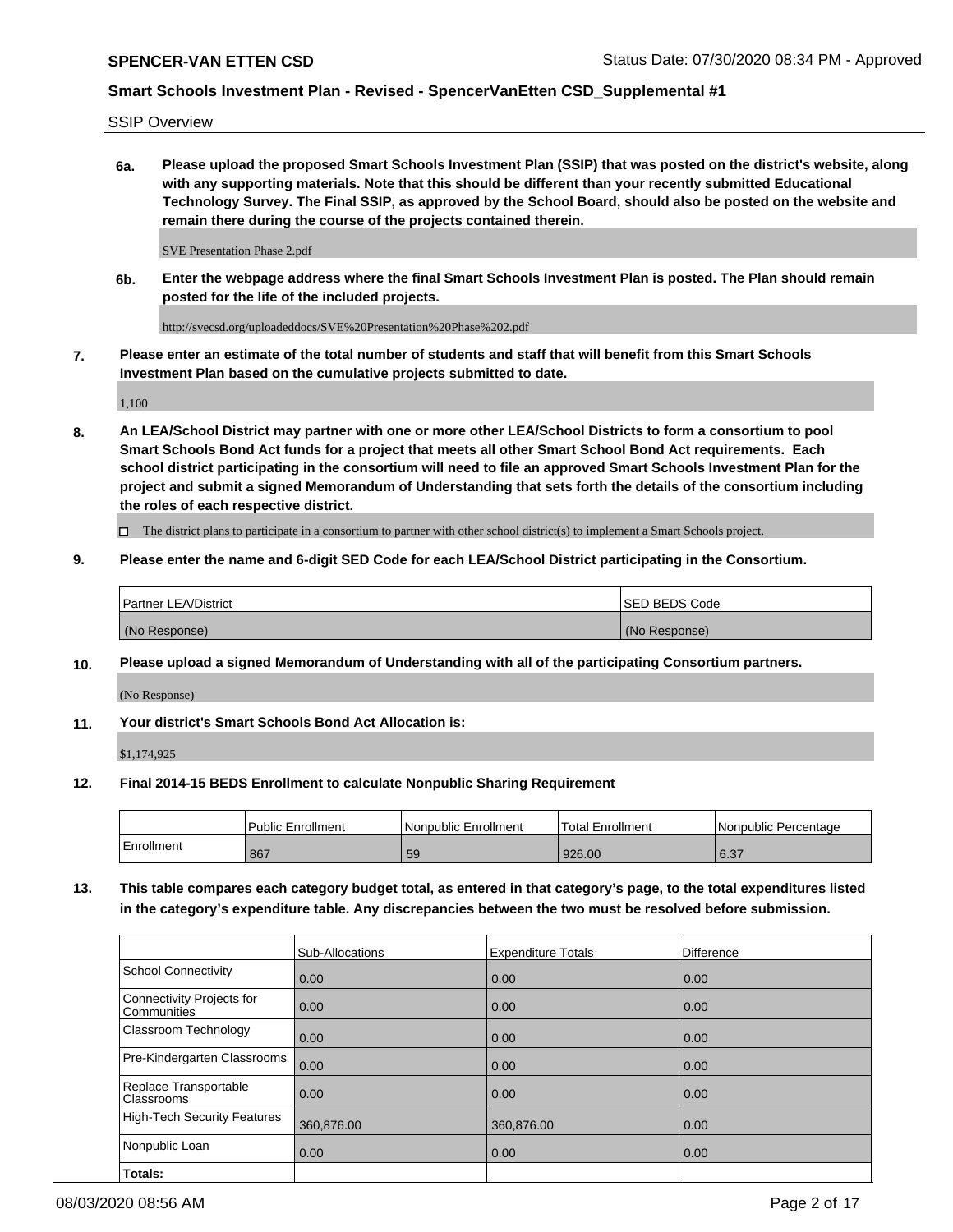SSIP Overview

**6a. Please upload the proposed Smart Schools Investment Plan (SSIP) that was posted on the district's website, along with any supporting materials. Note that this should be different than your recently submitted Educational Technology Survey. The Final SSIP, as approved by the School Board, should also be posted on the website and remain there during the course of the projects contained therein.**

SVE Presentation Phase 2.pdf

**6b. Enter the webpage address where the final Smart Schools Investment Plan is posted. The Plan should remain posted for the life of the included projects.**

http://svecsd.org/uploadeddocs/SVE%20Presentation%20Phase%202.pdf

**7. Please enter an estimate of the total number of students and staff that will benefit from this Smart Schools Investment Plan based on the cumulative projects submitted to date.**

1,100

**8. An LEA/School District may partner with one or more other LEA/School Districts to form a consortium to pool Smart Schools Bond Act funds for a project that meets all other Smart School Bond Act requirements. Each school district participating in the consortium will need to file an approved Smart Schools Investment Plan for the project and submit a signed Memorandum of Understanding that sets forth the details of the consortium including the roles of each respective district.**

☐ The district plans to participate in a consortium to partner with other school district(s) to implement a Smart Schools project.

**9. Please enter the name and 6-digit SED Code for each LEA/School District participating in the Consortium.**

| Partner LEA/District | SED BEDS Code |
| --- | --- |
| (No Response) | (No Response) |

**10. Please upload a signed Memorandum of Understanding with all of the participating Consortium partners.**

(No Response)

**11. Your district's Smart Schools Bond Act Allocation is:**

$1,174,925

**12. Final 2014-15 BEDS Enrollment to calculate Nonpublic Sharing Requirement**

| | Public Enrollment | Nonpublic Enrollment | Total Enrollment | Nonpublic Percentage |
| --- | --- | --- | --- | --- |
| Enrollment | 867 | 59 | 926.00 | 6.37 |

**13. This table compares each category budget total, as entered in that category's page, to the total expenditures listed in the category's expenditure table. Any discrepancies between the two must be resolved before submission.**

| | Sub-Allocations | Expenditure Totals | Difference |
| --- | --- | --- | --- |
| School Connectivity | 0.00 | 0.00 | 0.00 |
| Connectivity Projects for Communities | 0.00 | 0.00 | 0.00 |
| Classroom Technology | 0.00 | 0.00 | 0.00 |
| Pre-Kindergarten Classrooms | 0.00 | 0.00 | 0.00 |
| Replace Transportable Classrooms | 0.00 | 0.00 | 0.00 |
| High-Tech Security Features | 360,876.00 | 360,876.00 | 0.00 |
| Nonpublic Loan | 0.00 | 0.00 | 0.00 |
| **Totals:** | | | |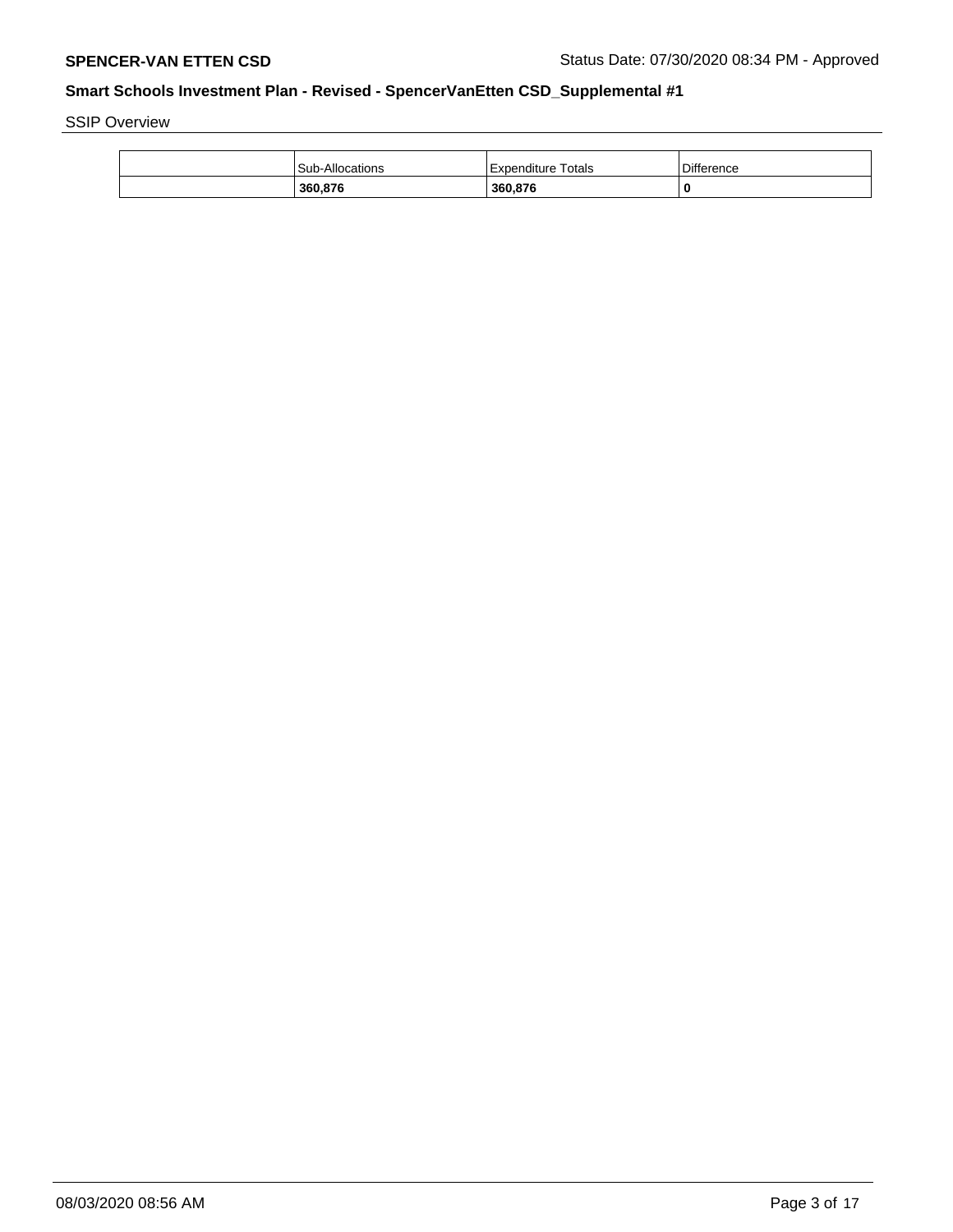SSIP Overview

| | Sub-Allocations | Expenditure Totals | Difference |
|---|---|---|---|
| | **360,876** | **360,876** | **0** |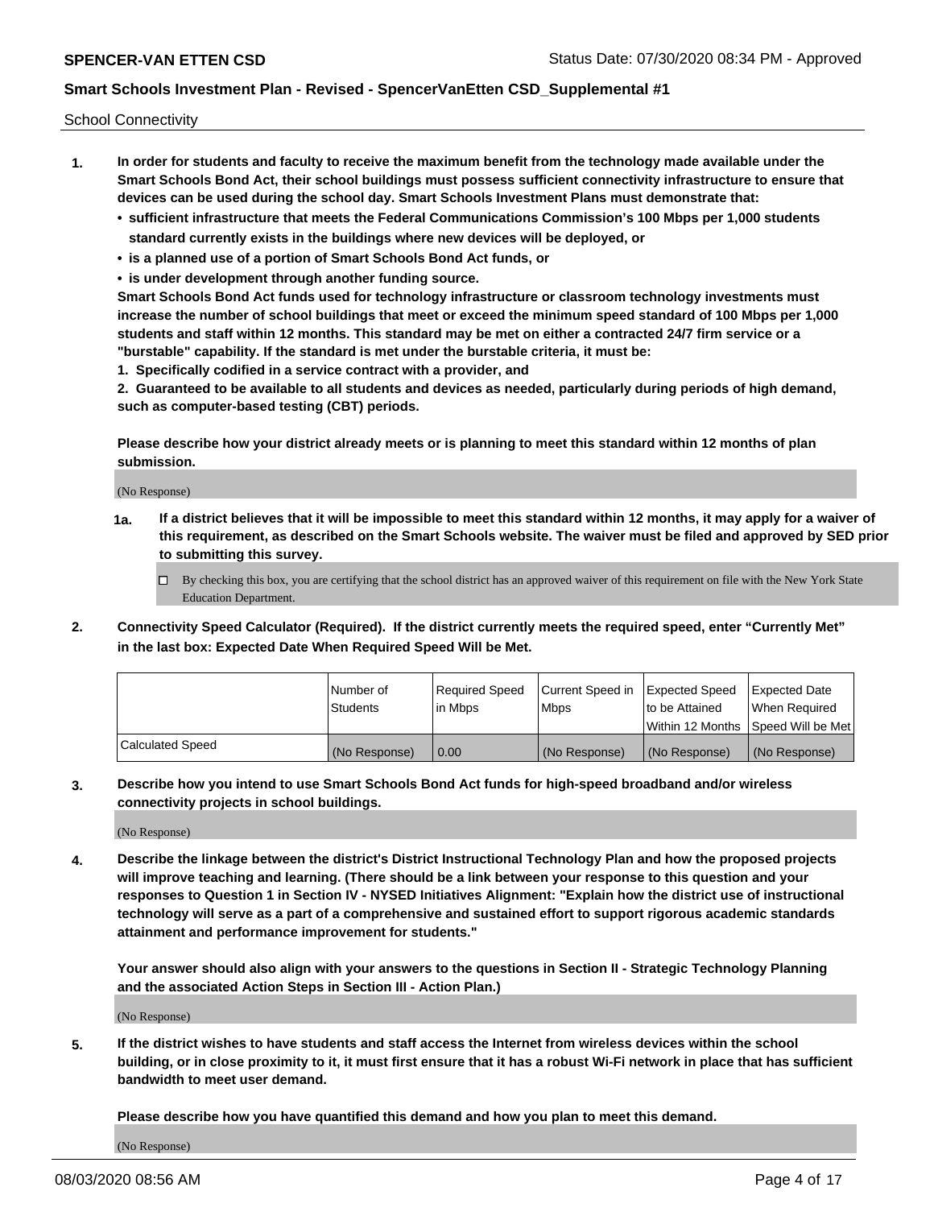School Connectivity

1. **In order for students and faculty to receive the maximum benefit from the technology made available under the Smart Schools Bond Act, their school buildings must possess sufficient connectivity infrastructure to ensure that devices can be used during the school day. Smart Schools Investment Plans must demonstrate that:**
   - **sufficient infrastructure that meets the Federal Communications Commission's 100 Mbps per 1,000 students standard currently exists in the buildings where new devices will be deployed, or**
   - **is a planned use of a portion of Smart Schools Bond Act funds, or**
   - **is under development through another funding source.**

   **Smart Schools Bond Act funds used for technology infrastructure or classroom technology investments must increase the number of school buildings that meet or exceed the minimum speed standard of 100 Mbps per 1,000 students and staff within 12 months. This standard may be met on either a contracted 24/7 firm service or a "burstable" capability. If the standard is met under the burstable criteria, it must be:**

   **1. Specifically codified in a service contract with a provider, and**

   **2. Guaranteed to be available to all students and devices as needed, particularly during periods of high demand, such as computer-based testing (CBT) periods.**

   **Please describe how your district already meets or is planning to meet this standard within 12 months of plan submission.**

   (No Response)

   **1a. If a district believes that it will be impossible to meet this standard within 12 months, it may apply for a waiver of this requirement, as described on the Smart Schools website. The waiver must be filed and approved by SED prior to submitting this survey.**

   ☐ By checking this box, you are certifying that the school district has an approved waiver of this requirement on file with the New York State Education Department.

2. **Connectivity Speed Calculator (Required). If the district currently meets the required speed, enter "Currently Met" in the last box: Expected Date When Required Speed Will be Met.**

| | Number of Students | Required Speed in Mbps | Current Speed in Mbps | Expected Speed to be Attained Within 12 Months | Expected Date When Required Speed Will be Met |
|---|---|---|---|---|---|
| Calculated Speed | (No Response) | 0.00 | (No Response) | (No Response) | (No Response) |

3. **Describe how you intend to use Smart Schools Bond Act funds for high-speed broadband and/or wireless connectivity projects in school buildings.**

   (No Response)

4. **Describe the linkage between the district's District Instructional Technology Plan and how the proposed projects will improve teaching and learning. (There should be a link between your response to this question and your responses to Question 1 in Section IV - NYSED Initiatives Alignment: "Explain how the district use of instructional technology will serve as a part of a comprehensive and sustained effort to support rigorous academic standards attainment and performance improvement for students."**

   **Your answer should also align with your answers to the questions in Section II - Strategic Technology Planning and the associated Action Steps in Section III - Action Plan.)**

   (No Response)

5. **If the district wishes to have students and staff access the Internet from wireless devices within the school building, or in close proximity to it, it must first ensure that it has a robust Wi-Fi network in place that has sufficient bandwidth to meet user demand.**

   **Please describe how you have quantified this demand and how you plan to meet this demand.**

   (No Response)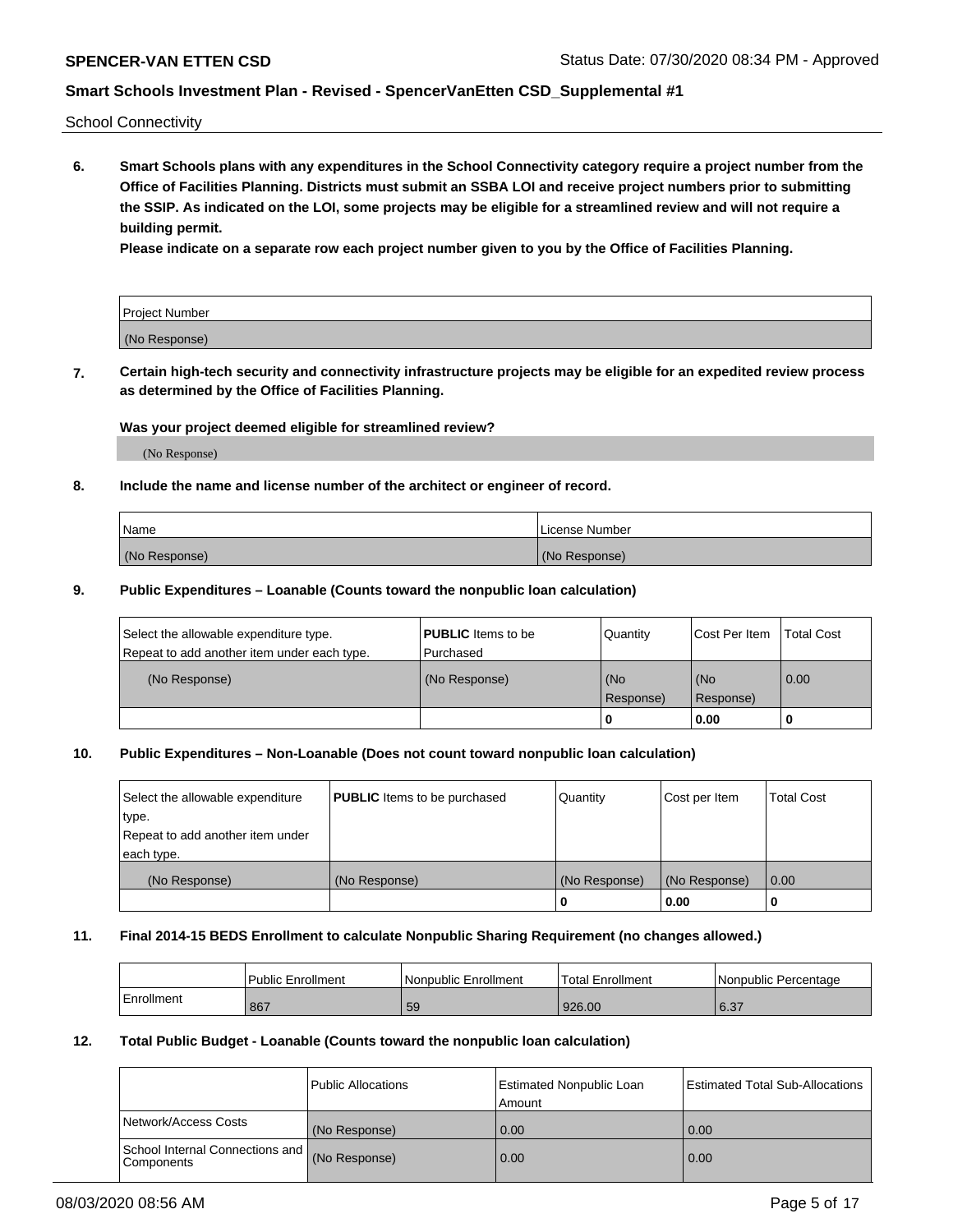School Connectivity

**6. Smart Schools plans with any expenditures in the School Connectivity category require a project number from the Office of Facilities Planning. Districts must submit an SSBA LOI and receive project numbers prior to submitting the SSIP. As indicated on the LOI, some projects may be eligible for a streamlined review and will not require a building permit.**

**Please indicate on a separate row each project number given to you by the Office of Facilities Planning.**

| Project Number |
| --- |
| (No Response) |

**7. Certain high-tech security and connectivity infrastructure projects may be eligible for an expedited review process as determined by the Office of Facilities Planning.**

**Was your project deemed eligible for streamlined review?**

(No Response)

**8. Include the name and license number of the architect or engineer of record.**

| Name | License Number |
| --- | --- |
| (No Response) | (No Response) |

**9. Public Expenditures – Loanable (Counts toward the nonpublic loan calculation)**

| Select the allowable expenditure type. Repeat to add another item under each type. | **PUBLIC** Items to be Purchased | Quantity | Cost Per Item | Total Cost |
| --- | --- | --- | --- | --- |
| (No Response) | (No Response) | (No Response) | (No Response) | 0.00 |
| | | 0 | 0.00 | 0 |

**10. Public Expenditures – Non-Loanable (Does not count toward nonpublic loan calculation)**

| Select the allowable expenditure type. Repeat to add another item under each type. | **PUBLIC** Items to be purchased | Quantity | Cost per Item | Total Cost |
| --- | --- | --- | --- | --- |
| (No Response) | (No Response) | (No Response) | (No Response) | 0.00 |
| | | 0 | 0.00 | 0 |

**11. Final 2014-15 BEDS Enrollment to calculate Nonpublic Sharing Requirement (no changes allowed.)**

| | Public Enrollment | Nonpublic Enrollment | Total Enrollment | Nonpublic Percentage |
| --- | --- | --- | --- | --- |
| Enrollment | 867 | 59 | 926.00 | 6.37 |

**12. Total Public Budget - Loanable (Counts toward the nonpublic loan calculation)**

| | Public Allocations | Estimated Nonpublic Loan Amount | Estimated Total Sub-Allocations |
| --- | --- | --- | --- |
| Network/Access Costs | (No Response) | 0.00 | 0.00 |
| School Internal Connections and Components | (No Response) | 0.00 | 0.00 |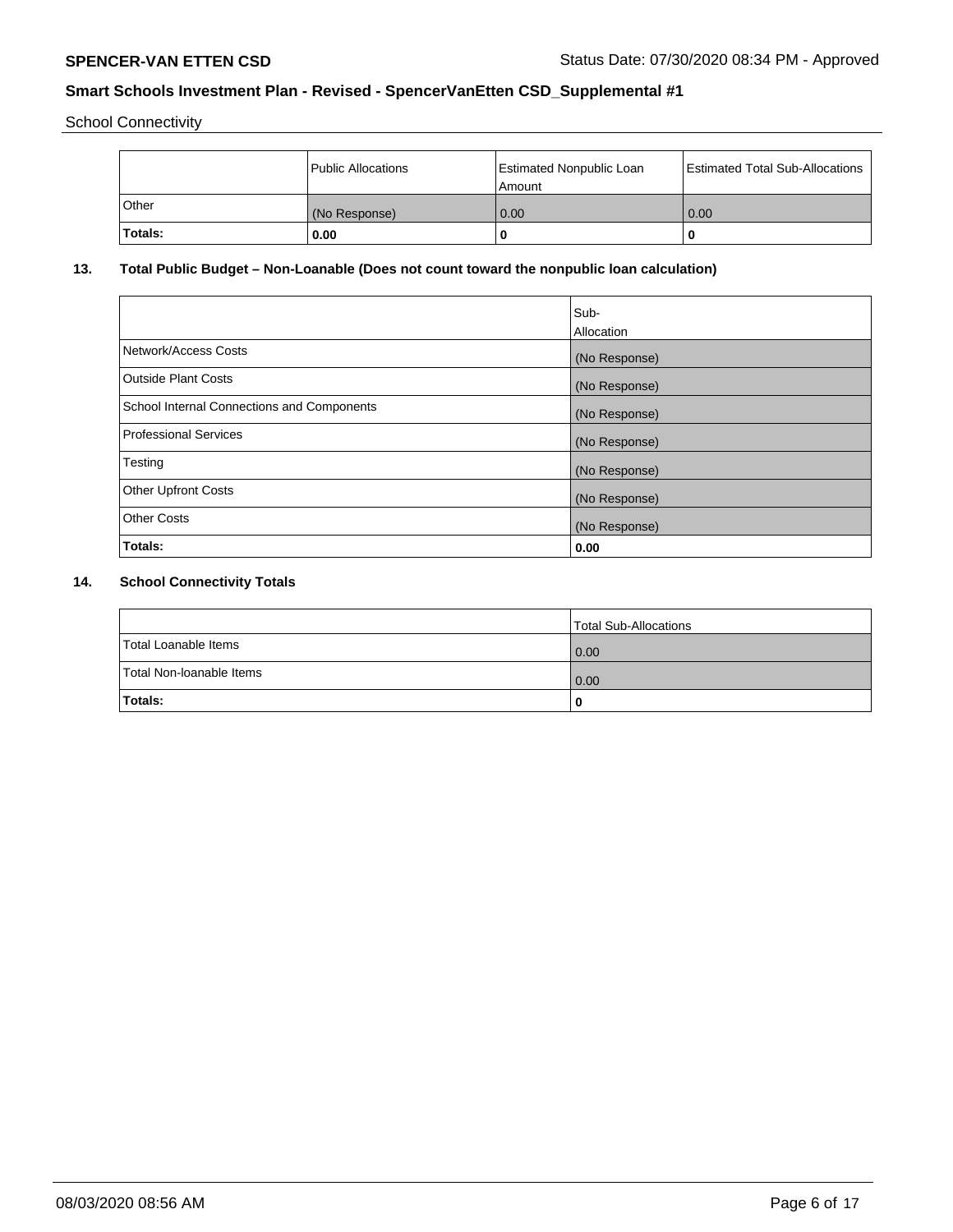School Connectivity

| | Public Allocations | Estimated Nonpublic Loan Amount | Estimated Total Sub-Allocations |
|---|---|---|---|
| Other | (No Response) | 0.00 | 0.00 |
| **Totals:** | **0.00** | **0** | **0** |

## 13. Total Public Budget – Non-Loanable (Does not count toward the nonpublic loan calculation)

| | Sub-Allocation |
|---|---|
| Network/Access Costs | (No Response) |
| Outside Plant Costs | (No Response) |
| School Internal Connections and Components | (No Response) |
| Professional Services | (No Response) |
| Testing | (No Response) |
| Other Upfront Costs | (No Response) |
| Other Costs | (No Response) |
| **Totals:** | **0.00** |

## 14. School Connectivity Totals

| | Total Sub-Allocations |
|---|---|
| Total Loanable Items | 0.00 |
| Total Non-loanable Items | 0.00 |
| **Totals:** | **0** |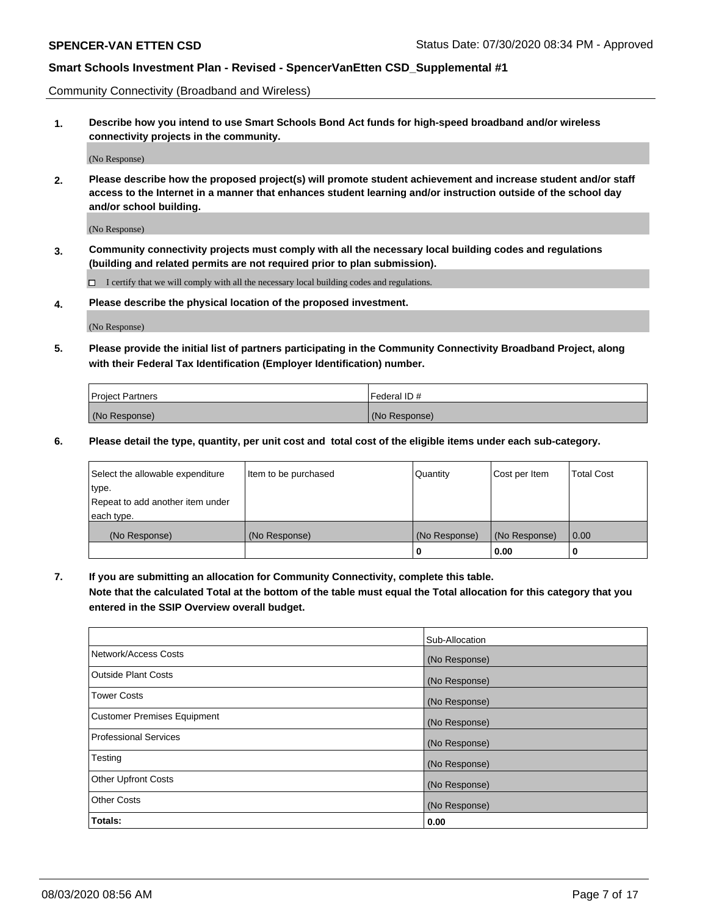Community Connectivity (Broadband and Wireless)

**1. Describe how you intend to use Smart Schools Bond Act funds for high-speed broadband and/or wireless connectivity projects in the community.**

(No Response)

**2. Please describe how the proposed project(s) will promote student achievement and increase student and/or staff access to the Internet in a manner that enhances student learning and/or instruction outside of the school day and/or school building.**

(No Response)

**3. Community connectivity projects must comply with all the necessary local building codes and regulations (building and related permits are not required prior to plan submission).**

☐ I certify that we will comply with all the necessary local building codes and regulations.

**4. Please describe the physical location of the proposed investment.**

(No Response)

**5. Please provide the initial list of partners participating in the Community Connectivity Broadband Project, along with their Federal Tax Identification (Employer Identification) number.**

| Project Partners | Federal ID # |
| --- | --- |
| (No Response) | (No Response) |

**6. Please detail the type, quantity, per unit cost and total cost of the eligible items under each sub-category.**

| Select the allowable expenditure type. Repeat to add another item under each type. | Item to be purchased | Quantity | Cost per Item | Total Cost |
| --- | --- | --- | --- | --- |
| (No Response) | (No Response) | (No Response) | (No Response) | 0.00 |
| | | 0 | 0.00 | 0 |

**7. If you are submitting an allocation for Community Connectivity, complete this table. Note that the calculated Total at the bottom of the table must equal the Total allocation for this category that you entered in the SSIP Overview overall budget.**

| | Sub-Allocation |
| --- | --- |
| Network/Access Costs | (No Response) |
| Outside Plant Costs | (No Response) |
| Tower Costs | (No Response) |
| Customer Premises Equipment | (No Response) |
| Professional Services | (No Response) |
| Testing | (No Response) |
| Other Upfront Costs | (No Response) |
| Other Costs | (No Response) |
| **Totals:** | **0.00** |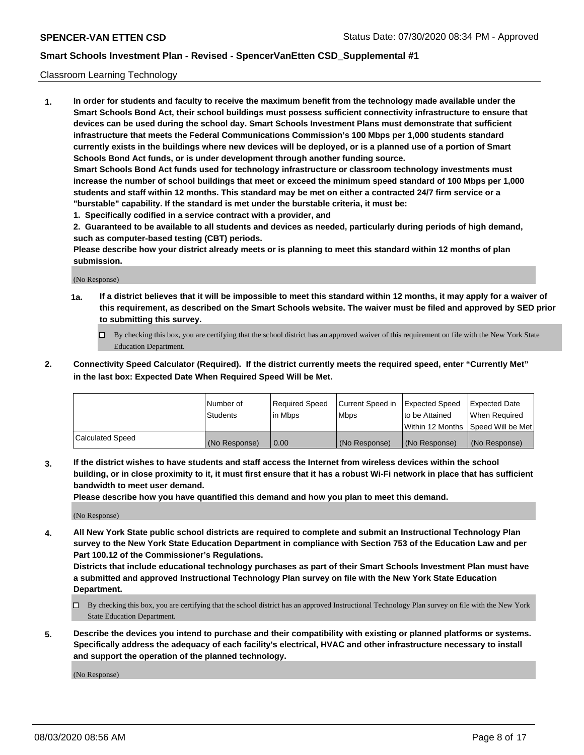Classroom Learning Technology

**1. In order for students and faculty to receive the maximum benefit from the technology made available under the Smart Schools Bond Act, their school buildings must possess sufficient connectivity infrastructure to ensure that devices can be used during the school day. Smart Schools Investment Plans must demonstrate that sufficient infrastructure that meets the Federal Communications Commission's 100 Mbps per 1,000 students standard currently exists in the buildings where new devices will be deployed, or is a planned use of a portion of Smart Schools Bond Act funds, or is under development through another funding source.**

**Smart Schools Bond Act funds used for technology infrastructure or classroom technology investments must increase the number of school buildings that meet or exceed the minimum speed standard of 100 Mbps per 1,000 students and staff within 12 months. This standard may be met on either a contracted 24/7 firm service or a "burstable" capability. If the standard is met under the burstable criteria, it must be:**

**1. Specifically codified in a service contract with a provider, and**

**2. Guaranteed to be available to all students and devices as needed, particularly during periods of high demand, such as computer-based testing (CBT) periods.**

**Please describe how your district already meets or is planning to meet this standard within 12 months of plan submission.**

(No Response)

**1a. If a district believes that it will be impossible to meet this standard within 12 months, it may apply for a waiver of this requirement, as described on the Smart Schools website. The waiver must be filed and approved by SED prior to submitting this survey.**

☐ By checking this box, you are certifying that the school district has an approved waiver of this requirement on file with the New York State Education Department.

**2. Connectivity Speed Calculator (Required). If the district currently meets the required speed, enter "Currently Met" in the last box: Expected Date When Required Speed Will be Met.**

| | Number of Students | Required Speed in Mbps | Current Speed in Mbps | Expected Speed to be Attained Within 12 Months | Expected Date When Required Speed Will be Met |
|---|---|---|---|---|---|
| Calculated Speed | (No Response) | 0.00 | (No Response) | (No Response) | (No Response) |

**3. If the district wishes to have students and staff access the Internet from wireless devices within the school building, or in close proximity to it, it must first ensure that it has a robust Wi-Fi network in place that has sufficient bandwidth to meet user demand.**

**Please describe how you have quantified this demand and how you plan to meet this demand.**

(No Response)

**4. All New York State public school districts are required to complete and submit an Instructional Technology Plan survey to the New York State Education Department in compliance with Section 753 of the Education Law and per Part 100.12 of the Commissioner's Regulations.**

**Districts that include educational technology purchases as part of their Smart Schools Investment Plan must have a submitted and approved Instructional Technology Plan survey on file with the New York State Education Department.**

☐ By checking this box, you are certifying that the school district has an approved Instructional Technology Plan survey on file with the New York State Education Department.

**5. Describe the devices you intend to purchase and their compatibility with existing or planned platforms or systems. Specifically address the adequacy of each facility's electrical, HVAC and other infrastructure necessary to install and support the operation of the planned technology.**

(No Response)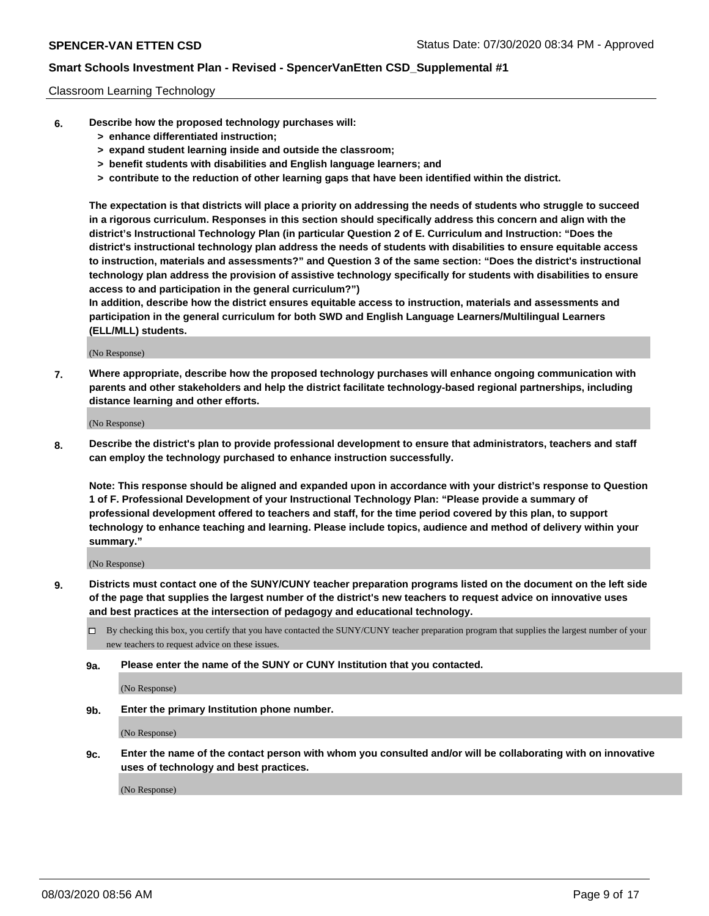Classroom Learning Technology

**6. Describe how the proposed technology purchases will:**
- **> enhance differentiated instruction;**
- **> expand student learning inside and outside the classroom;**
- **> benefit students with disabilities and English language learners; and**
- **> contribute to the reduction of other learning gaps that have been identified within the district.**

**The expectation is that districts will place a priority on addressing the needs of students who struggle to succeed in a rigorous curriculum. Responses in this section should specifically address this concern and align with the district's Instructional Technology Plan (in particular Question 2 of E. Curriculum and Instruction: "Does the district's instructional technology plan address the needs of students with disabilities to ensure equitable access to instruction, materials and assessments?" and Question 3 of the same section: "Does the district's instructional technology plan address the provision of assistive technology specifically for students with disabilities to ensure access to and participation in the general curriculum?")**

**In addition, describe how the district ensures equitable access to instruction, materials and assessments and participation in the general curriculum for both SWD and English Language Learners/Multilingual Learners (ELL/MLL) students.**

(No Response)

**7. Where appropriate, describe how the proposed technology purchases will enhance ongoing communication with parents and other stakeholders and help the district facilitate technology-based regional partnerships, including distance learning and other efforts.**

(No Response)

**8. Describe the district's plan to provide professional development to ensure that administrators, teachers and staff can employ the technology purchased to enhance instruction successfully.**

**Note: This response should be aligned and expanded upon in accordance with your district's response to Question 1 of F. Professional Development of your Instructional Technology Plan: "Please provide a summary of professional development offered to teachers and staff, for the time period covered by this plan, to support technology to enhance teaching and learning. Please include topics, audience and method of delivery within your summary."**

(No Response)

**9. Districts must contact one of the SUNY/CUNY teacher preparation programs listed on the document on the left side of the page that supplies the largest number of the district's new teachers to request advice on innovative uses and best practices at the intersection of pedagogy and educational technology.**

☐ By checking this box, you certify that you have contacted the SUNY/CUNY teacher preparation program that supplies the largest number of your new teachers to request advice on these issues.

**9a. Please enter the name of the SUNY or CUNY Institution that you contacted.**

(No Response)

**9b. Enter the primary Institution phone number.**

(No Response)

**9c. Enter the name of the contact person with whom you consulted and/or will be collaborating with on innovative uses of technology and best practices.**

(No Response)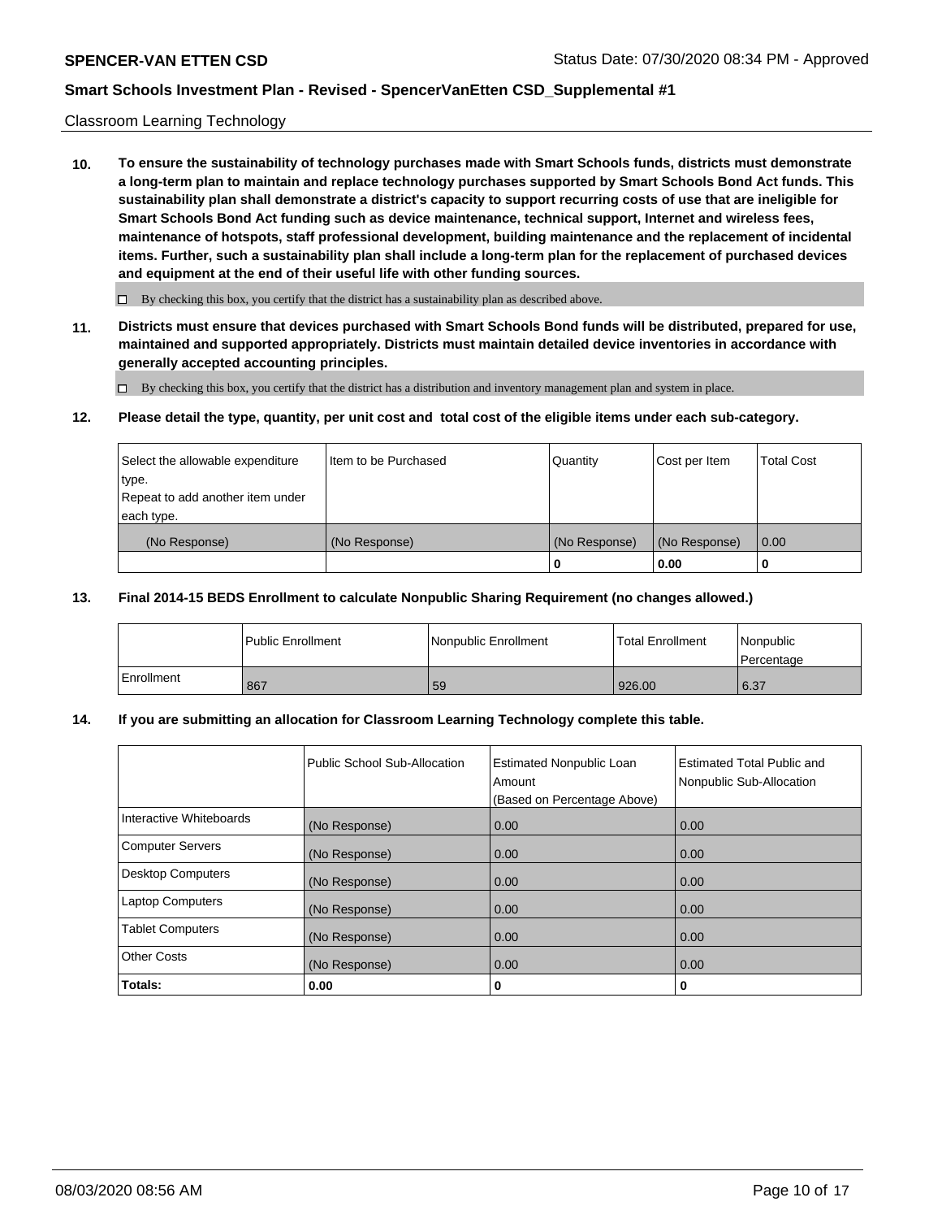Classroom Learning Technology

**10. To ensure the sustainability of technology purchases made with Smart Schools funds, districts must demonstrate a long-term plan to maintain and replace technology purchases supported by Smart Schools Bond Act funds. This sustainability plan shall demonstrate a district's capacity to support recurring costs of use that are ineligible for Smart Schools Bond Act funding such as device maintenance, technical support, Internet and wireless fees, maintenance of hotspots, staff professional development, building maintenance and the replacement of incidental items. Further, such a sustainability plan shall include a long-term plan for the replacement of purchased devices and equipment at the end of their useful life with other funding sources.**

☐ By checking this box, you certify that the district has a sustainability plan as described above.

**11. Districts must ensure that devices purchased with Smart Schools Bond funds will be distributed, prepared for use, maintained and supported appropriately. Districts must maintain detailed device inventories in accordance with generally accepted accounting principles.**

☐ By checking this box, you certify that the district has a distribution and inventory management plan and system in place.

**12. Please detail the type, quantity, per unit cost and total cost of the eligible items under each sub-category.**

| Select the allowable expenditure type. Repeat to add another item under each type. | Item to be Purchased | Quantity | Cost per Item | Total Cost |
|---|---|---|---|---|
| (No Response) | (No Response) | (No Response) | (No Response) | 0.00 |
| | | 0 | 0.00 | 0 |

**13. Final 2014-15 BEDS Enrollment to calculate Nonpublic Sharing Requirement (no changes allowed.)**

| | Public Enrollment | Nonpublic Enrollment | Total Enrollment | Nonpublic Percentage |
|---|---|---|---|---|
| Enrollment | 867 | 59 | 926.00 | 6.37 |

**14. If you are submitting an allocation for Classroom Learning Technology complete this table.**

| | Public School Sub-Allocation | Estimated Nonpublic Loan Amount (Based on Percentage Above) | Estimated Total Public and Nonpublic Sub-Allocation |
|---|---|---|---|
| Interactive Whiteboards | (No Response) | 0.00 | 0.00 |
| Computer Servers | (No Response) | 0.00 | 0.00 |
| Desktop Computers | (No Response) | 0.00 | 0.00 |
| Laptop Computers | (No Response) | 0.00 | 0.00 |
| Tablet Computers | (No Response) | 0.00 | 0.00 |
| Other Costs | (No Response) | 0.00 | 0.00 |
| **Totals:** | **0.00** | **0** | **0** |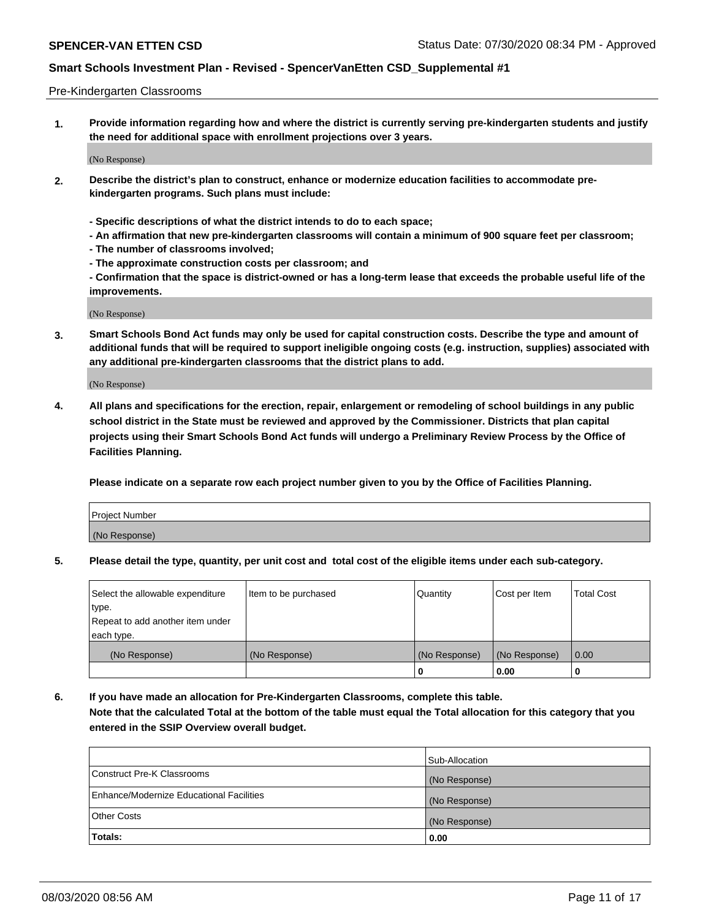Pre-Kindergarten Classrooms

**1. Provide information regarding how and where the district is currently serving pre-kindergarten students and justify the need for additional space with enrollment projections over 3 years.**

(No Response)

**2. Describe the district's plan to construct, enhance or modernize education facilities to accommodate pre-kindergarten programs. Such plans must include:**

**- Specific descriptions of what the district intends to do to each space;**
**- An affirmation that new pre-kindergarten classrooms will contain a minimum of 900 square feet per classroom;**
**- The number of classrooms involved;**
**- The approximate construction costs per classroom; and**
**- Confirmation that the space is district-owned or has a long-term lease that exceeds the probable useful life of the improvements.**

(No Response)

**3. Smart Schools Bond Act funds may only be used for capital construction costs. Describe the type and amount of additional funds that will be required to support ineligible ongoing costs (e.g. instruction, supplies) associated with any additional pre-kindergarten classrooms that the district plans to add.**

(No Response)

**4. All plans and specifications for the erection, repair, enlargement or remodeling of school buildings in any public school district in the State must be reviewed and approved by the Commissioner. Districts that plan capital projects using their Smart Schools Bond Act funds will undergo a Preliminary Review Process by the Office of Facilities Planning.**

**Please indicate on a separate row each project number given to you by the Office of Facilities Planning.**

| Project Number |
|---|
| (No Response) |

**5. Please detail the type, quantity, per unit cost and total cost of the eligible items under each sub-category.**

| Select the allowable expenditure type. Repeat to add another item under each type. | Item to be purchased | Quantity | Cost per Item | Total Cost |
|---|---|---|---|---|
| (No Response) | (No Response) | (No Response) | (No Response) | 0.00 |
| | | 0 | 0.00 | 0 |

**6. If you have made an allocation for Pre-Kindergarten Classrooms, complete this table. Note that the calculated Total at the bottom of the table must equal the Total allocation for this category that you entered in the SSIP Overview overall budget.**

| | Sub-Allocation |
|---|---|
| Construct Pre-K Classrooms | (No Response) |
| Enhance/Modernize Educational Facilities | (No Response) |
| Other Costs | (No Response) |
| **Totals:** | **0.00** |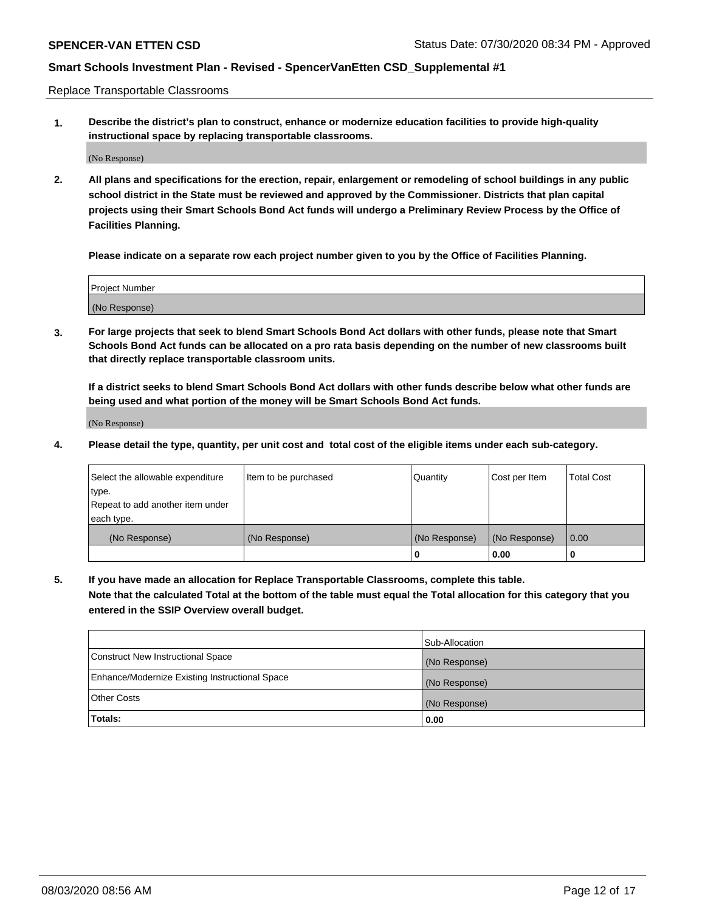Replace Transportable Classrooms

**1. Describe the district's plan to construct, enhance or modernize education facilities to provide high-quality instructional space by replacing transportable classrooms.**

(No Response)

**2. All plans and specifications for the erection, repair, enlargement or remodeling of school buildings in any public school district in the State must be reviewed and approved by the Commissioner. Districts that plan capital projects using their Smart Schools Bond Act funds will undergo a Preliminary Review Process by the Office of Facilities Planning.**

**Please indicate on a separate row each project number given to you by the Office of Facilities Planning.**

| Project Number |
|---|
| (No Response) |

**3. For large projects that seek to blend Smart Schools Bond Act dollars with other funds, please note that Smart Schools Bond Act funds can be allocated on a pro rata basis depending on the number of new classrooms built that directly replace transportable classroom units.**

**If a district seeks to blend Smart Schools Bond Act dollars with other funds describe below what other funds are being used and what portion of the money will be Smart Schools Bond Act funds.**

(No Response)

**4. Please detail the type, quantity, per unit cost and total cost of the eligible items under each sub-category.**

| Select the allowable expenditure type. Repeat to add another item under each type. | Item to be purchased | Quantity | Cost per Item | Total Cost |
|---|---|---|---|---|
| (No Response) | (No Response) | (No Response) | (No Response) | 0.00 |
| | | 0 | 0.00 | 0 |

**5. If you have made an allocation for Replace Transportable Classrooms, complete this table. Note that the calculated Total at the bottom of the table must equal the Total allocation for this category that you entered in the SSIP Overview overall budget.**

| | Sub-Allocation |
|---|---|
| Construct New Instructional Space | (No Response) |
| Enhance/Modernize Existing Instructional Space | (No Response) |
| Other Costs | (No Response) |
| **Totals:** | **0.00** |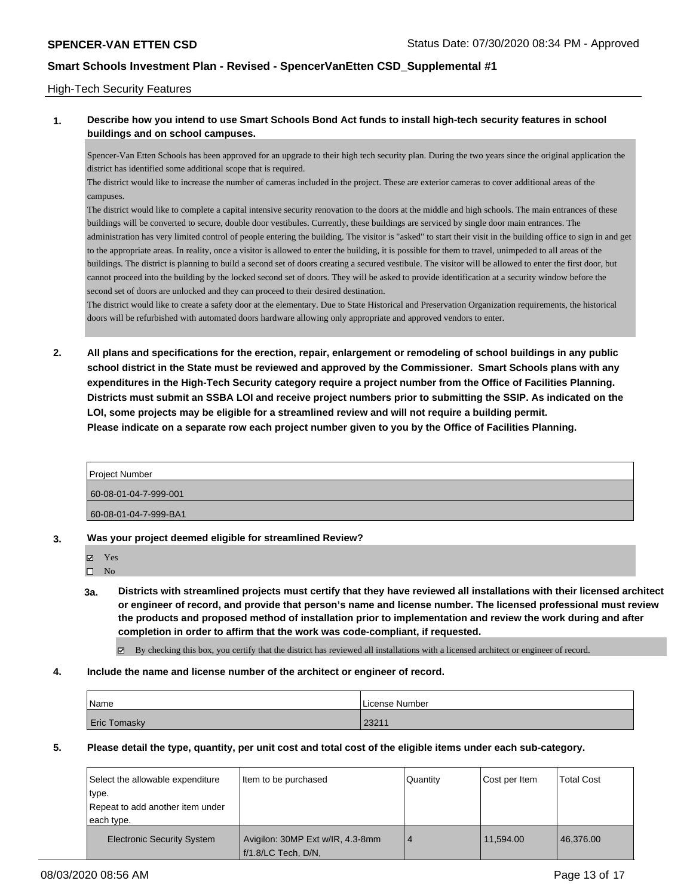High-Tech Security Features

**1. Describe how you intend to use Smart Schools Bond Act funds to install high-tech security features in school buildings and on school campuses.**

Spencer-Van Etten Schools has been approved for an upgrade to their high tech security plan. During the two years since the original application the district has identified some additional scope that is required.
The district would like to increase the number of cameras included in the project. These are exterior cameras to cover additional areas of the campuses.
The district would like to complete a capital intensive security renovation to the doors at the middle and high schools. The main entrances of these buildings will be converted to secure, double door vestibules. Currently, these buildings are serviced by single door main entrances. The administration has very limited control of people entering the building. The visitor is "asked" to start their visit in the building office to sign in and get to the appropriate areas. In reality, once a visitor is allowed to enter the building, it is possible for them to travel, unimpeded to all areas of the buildings. The district is planning to build a second set of doors creating a secured vestibule. The visitor will be allowed to enter the first door, but cannot proceed into the building by the locked second set of doors. They will be asked to provide identification at a security window before the second set of doors are unlocked and they can proceed to their desired destination.
The district would like to create a safety door at the elementary. Due to State Historical and Preservation Organization requirements, the historical doors will be refurbished with automated doors hardware allowing only appropriate and approved vendors to enter.

**2. All plans and specifications for the erection, repair, enlargement or remodeling of school buildings in any public school district in the State must be reviewed and approved by the Commissioner. Smart Schools plans with any expenditures in the High-Tech Security category require a project number from the Office of Facilities Planning. Districts must submit an SSBA LOI and receive project numbers prior to submitting the SSIP. As indicated on the LOI, some projects may be eligible for a streamlined review and will not require a building permit.**
**Please indicate on a separate row each project number given to you by the Office of Facilities Planning.**

| Project Number |
|---|
| 60-08-01-04-7-999-001 |
| 60-08-01-04-7-999-BA1 |

**3. Was your project deemed eligible for streamlined Review?**

☑ Yes
☐ No

**3a. Districts with streamlined projects must certify that they have reviewed all installations with their licensed architect or engineer of record, and provide that person's name and license number. The licensed professional must review the products and proposed method of installation prior to implementation and review the work during and after completion in order to affirm that the work was code-compliant, if requested.**

☑ By checking this box, you certify that the district has reviewed all installations with a licensed architect or engineer of record.

**4. Include the name and license number of the architect or engineer of record.**

| Name | License Number |
|---|---|
| Eric Tomasky | 23211 |

**5. Please detail the type, quantity, per unit cost and total cost of the eligible items under each sub-category.**

| Select the allowable expenditure type. Repeat to add another item under each type. | Item to be purchased | Quantity | Cost per Item | Total Cost |
|---|---|---|---|---|
| Electronic Security System | Avigilon: 30MP Ext w/IR, 4.3-8mm f/1.8/LC Tech, D/N, | 4 | 11,594.00 | 46,376.00 |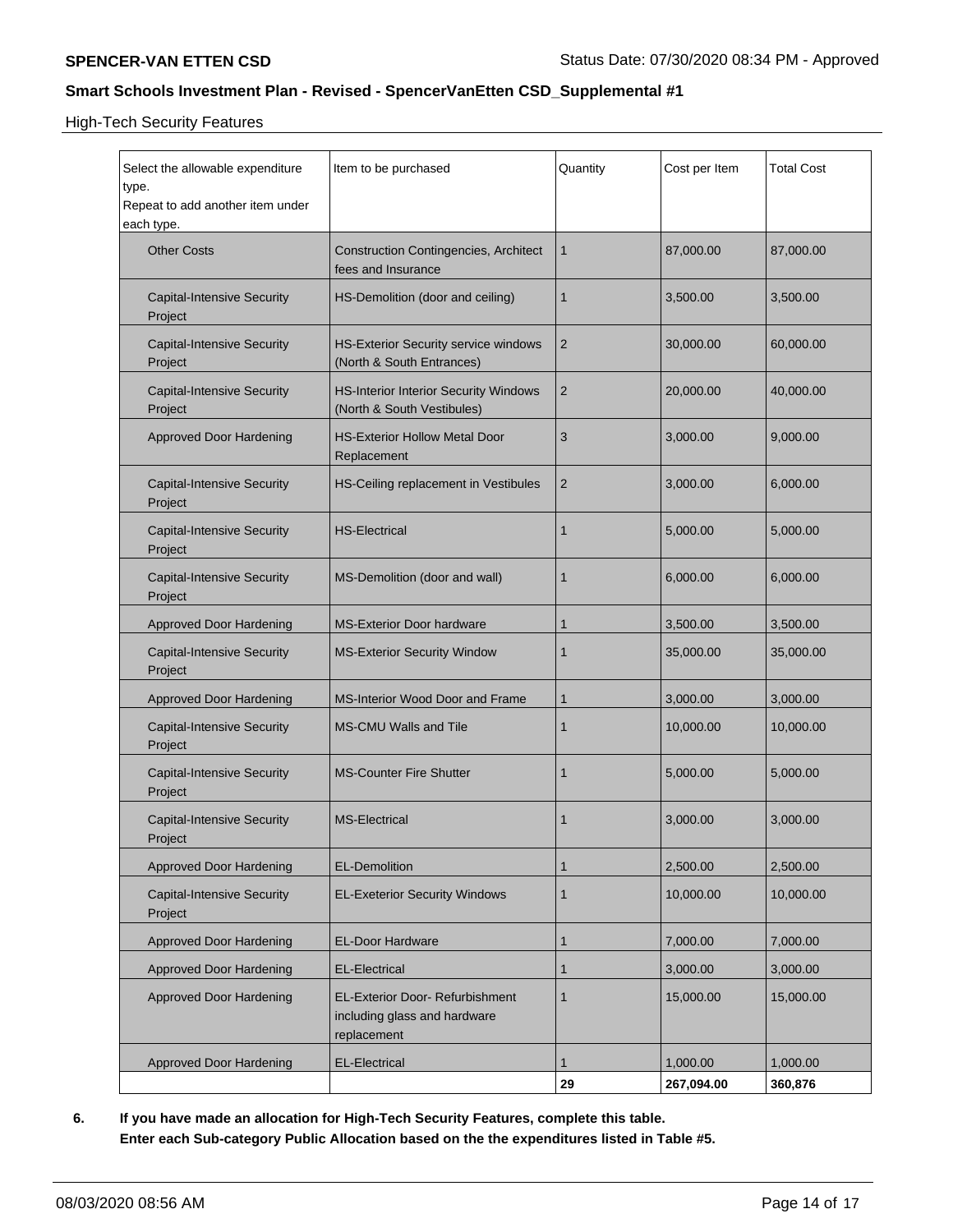## High-Tech Security Features

| Select the allowable expenditure type. Repeat to add another item under each type. | Item to be purchased | Quantity | Cost per Item | Total Cost |
|---|---|---|---|---|
| Other Costs | Construction Contingencies, Architect fees and Insurance | 1 | 87,000.00 | 87,000.00 |
| Capital-Intensive Security Project | HS-Demolition (door and ceiling) | 1 | 3,500.00 | 3,500.00 |
| Capital-Intensive Security Project | HS-Exterior Security service windows (North & South Entrances) | 2 | 30,000.00 | 60,000.00 |
| Capital-Intensive Security Project | HS-Interior Interior Security Windows (North & South Vestibules) | 2 | 20,000.00 | 40,000.00 |
| Approved Door Hardening | HS-Exterior Hollow Metal Door Replacement | 3 | 3,000.00 | 9,000.00 |
| Capital-Intensive Security Project | HS-Ceiling replacement in Vestibules | 2 | 3,000.00 | 6,000.00 |
| Capital-Intensive Security Project | HS-Electrical | 1 | 5,000.00 | 5,000.00 |
| Capital-Intensive Security Project | MS-Demolition (door and wall) | 1 | 6,000.00 | 6,000.00 |
| Approved Door Hardening | MS-Exterior Door hardware | 1 | 3,500.00 | 3,500.00 |
| Capital-Intensive Security Project | MS-Exterior Security Window | 1 | 35,000.00 | 35,000.00 |
| Approved Door Hardening | MS-Interior Wood Door and Frame | 1 | 3,000.00 | 3,000.00 |
| Capital-Intensive Security Project | MS-CMU Walls and Tile | 1 | 10,000.00 | 10,000.00 |
| Capital-Intensive Security Project | MS-Counter Fire Shutter | 1 | 5,000.00 | 5,000.00 |
| Capital-Intensive Security Project | MS-Electrical | 1 | 3,000.00 | 3,000.00 |
| Approved Door Hardening | EL-Demolition | 1 | 2,500.00 | 2,500.00 |
| Capital-Intensive Security Project | EL-Exeterior Security Windows | 1 | 10,000.00 | 10,000.00 |
| Approved Door Hardening | EL-Door Hardware | 1 | 7,000.00 | 7,000.00 |
| Approved Door Hardening | EL-Electrical | 1 | 3,000.00 | 3,000.00 |
| Approved Door Hardening | EL-Exterior Door- Refurbishment including glass and hardware replacement | 1 | 15,000.00 | 15,000.00 |
| Approved Door Hardening | EL-Electrical | 1 | 1,000.00 | 1,000.00 |
| | | **29** | **267,094.00** | **360,876** |

**6. If you have made an allocation for High-Tech Security Features, complete this table.**
**Enter each Sub-category Public Allocation based on the the expenditures listed in Table #5.**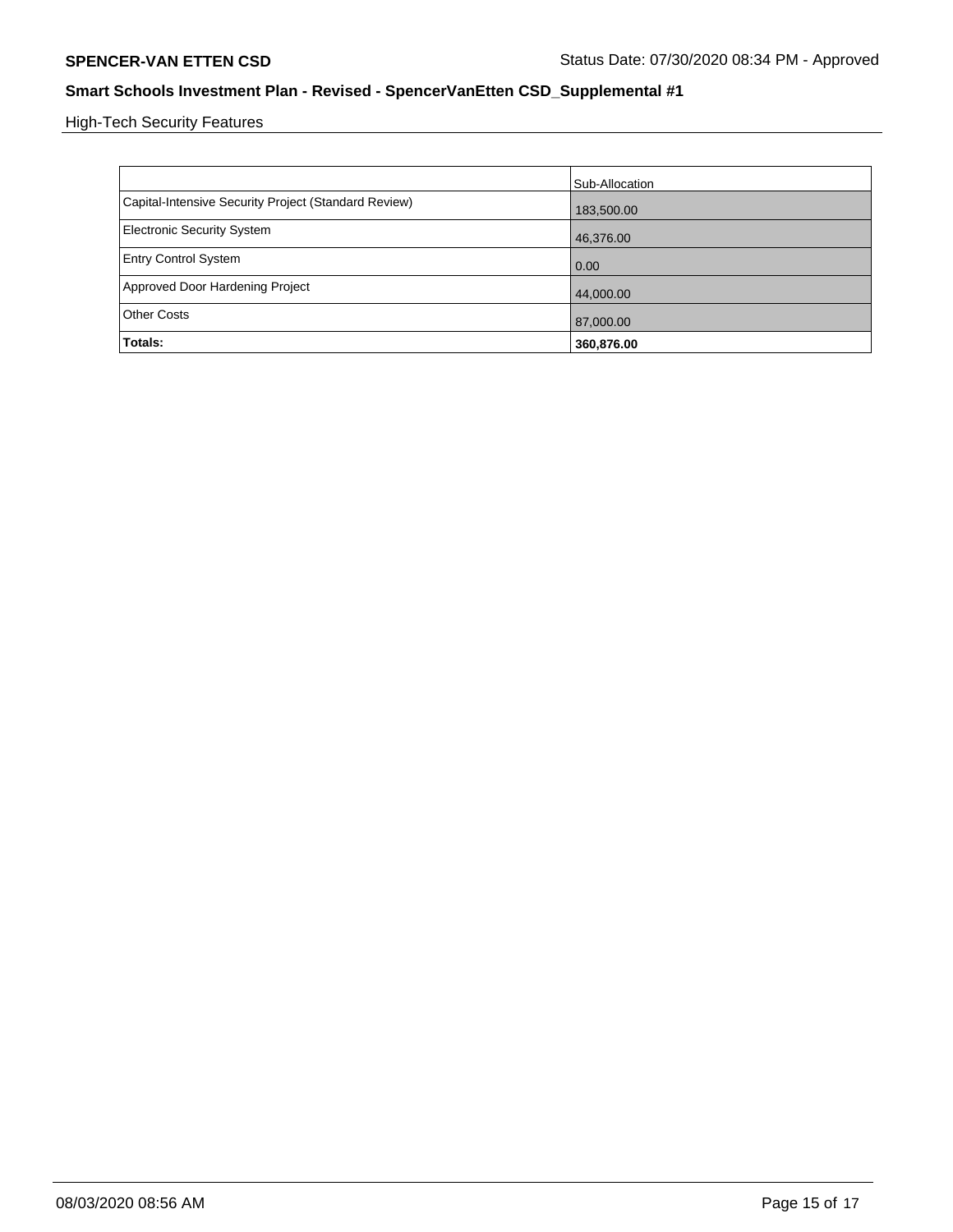High-Tech Security Features

| | Sub-Allocation |
|---|---|
| Capital-Intensive Security Project (Standard Review) | 183,500.00 |
| Electronic Security System | 46,376.00 |
| Entry Control System | 0.00 |
| Approved Door Hardening Project | 44,000.00 |
| Other Costs | 87,000.00 |
| **Totals:** | **360,876.00** |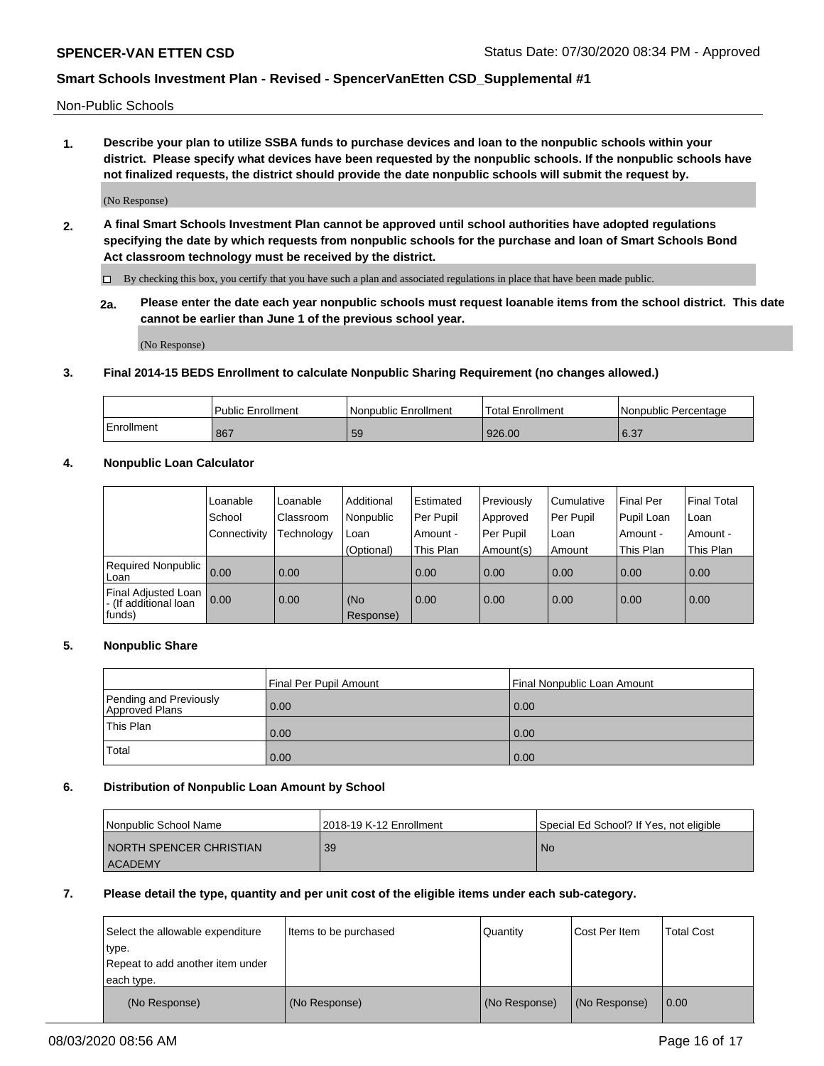Non-Public Schools

**1. Describe your plan to utilize SSBA funds to purchase devices and loan to the nonpublic schools within your district. Please specify what devices have been requested by the nonpublic schools. If the nonpublic schools have not finalized requests, the district should provide the date nonpublic schools will submit the request by.**

(No Response)

**2. A final Smart Schools Investment Plan cannot be approved until school authorities have adopted regulations specifying the date by which requests from nonpublic schools for the purchase and loan of Smart Schools Bond Act classroom technology must be received by the district.**

☐ By checking this box, you certify that you have such a plan and associated regulations in place that have been made public.

**2a. Please enter the date each year nonpublic schools must request loanable items from the school district. This date cannot be earlier than June 1 of the previous school year.**

(No Response)

**3. Final 2014-15 BEDS Enrollment to calculate Nonpublic Sharing Requirement (no changes allowed.)**

| | Public Enrollment | Nonpublic Enrollment | Total Enrollment | Nonpublic Percentage |
|---|---|---|---|---|
| Enrollment | 867 | 59 | 926.00 | 6.37 |

**4. Nonpublic Loan Calculator**

| | Loanable School Connectivity | Loanable Classroom Technology | Additional Nonpublic Loan (Optional) | Estimated Per Pupil Amount - This Plan | Previously Approved Per Pupil Amount(s) | Cumulative Per Pupil Loan Amount | Final Per Pupil Loan Amount - This Plan | Final Total Loan Amount - This Plan |
|---|---|---|---|---|---|---|---|---|
| Required Nonpublic Loan | 0.00 | 0.00 | | 0.00 | 0.00 | 0.00 | 0.00 | 0.00 |
| Final Adjusted Loan - (If additional loan funds) | 0.00 | 0.00 | (No Response) | 0.00 | 0.00 | 0.00 | 0.00 | 0.00 |

**5. Nonpublic Share**

| | Final Per Pupil Amount | Final Nonpublic Loan Amount |
|---|---|---|
| Pending and Previously Approved Plans | 0.00 | 0.00 |
| This Plan | 0.00 | 0.00 |
| Total | 0.00 | 0.00 |

**6. Distribution of Nonpublic Loan Amount by School**

| Nonpublic School Name | 2018-19 K-12 Enrollment | Special Ed School? If Yes, not eligible |
|---|---|---|
| NORTH SPENCER CHRISTIAN ACADEMY | 39 | No |

**7. Please detail the type, quantity and per unit cost of the eligible items under each sub-category.**

| Select the allowable expenditure type. Repeat to add another item under each type. | Items to be purchased | Quantity | Cost Per Item | Total Cost |
|---|---|---|---|---|
| (No Response) | (No Response) | (No Response) | (No Response) | 0.00 |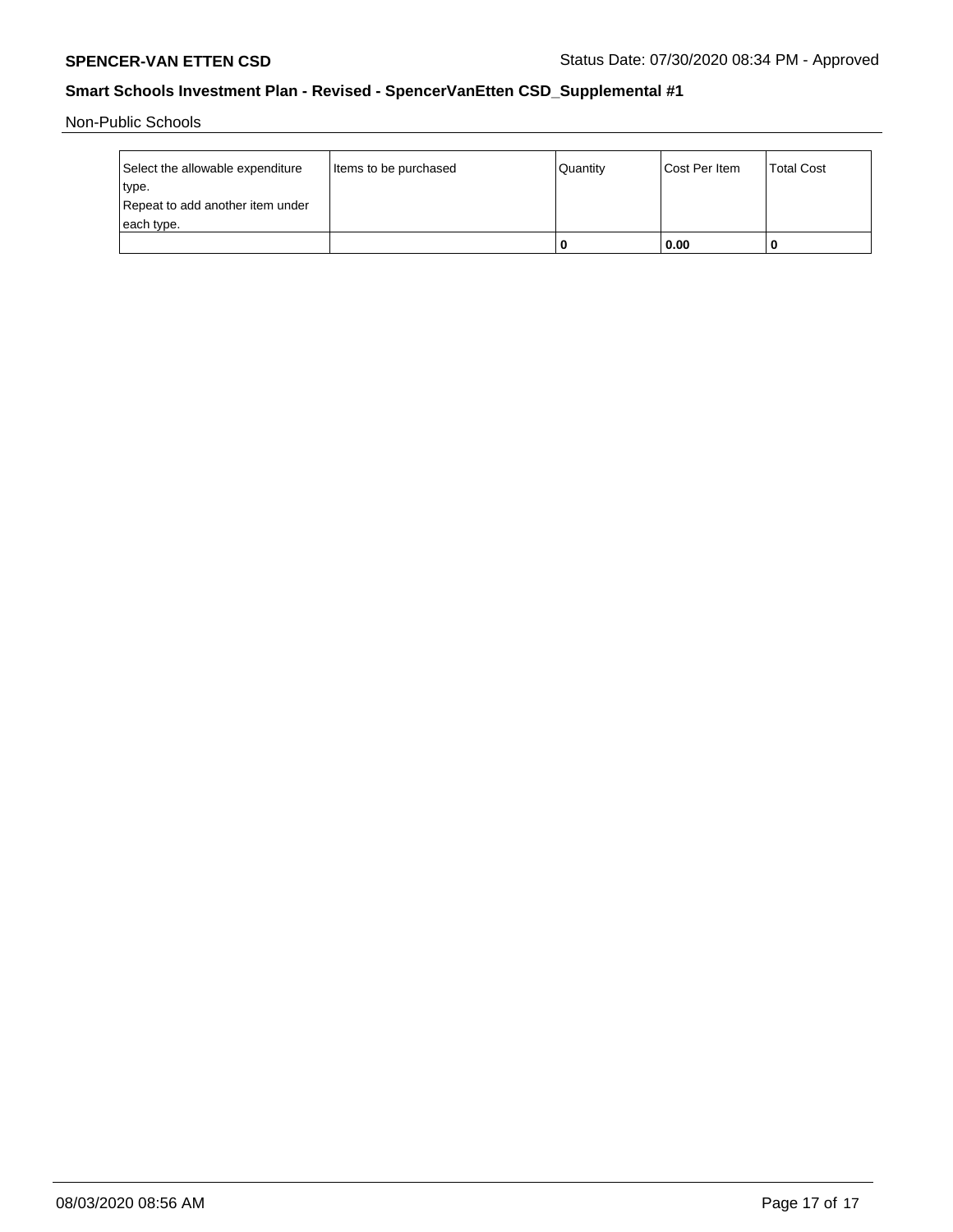Non-Public Schools

| Select the allowable expenditure type. Repeat to add another item under each type. | Items to be purchased | Quantity | Cost Per Item | Total Cost |
|---|---|---|---|---|
| | | **0** | **0.00** | **0** |